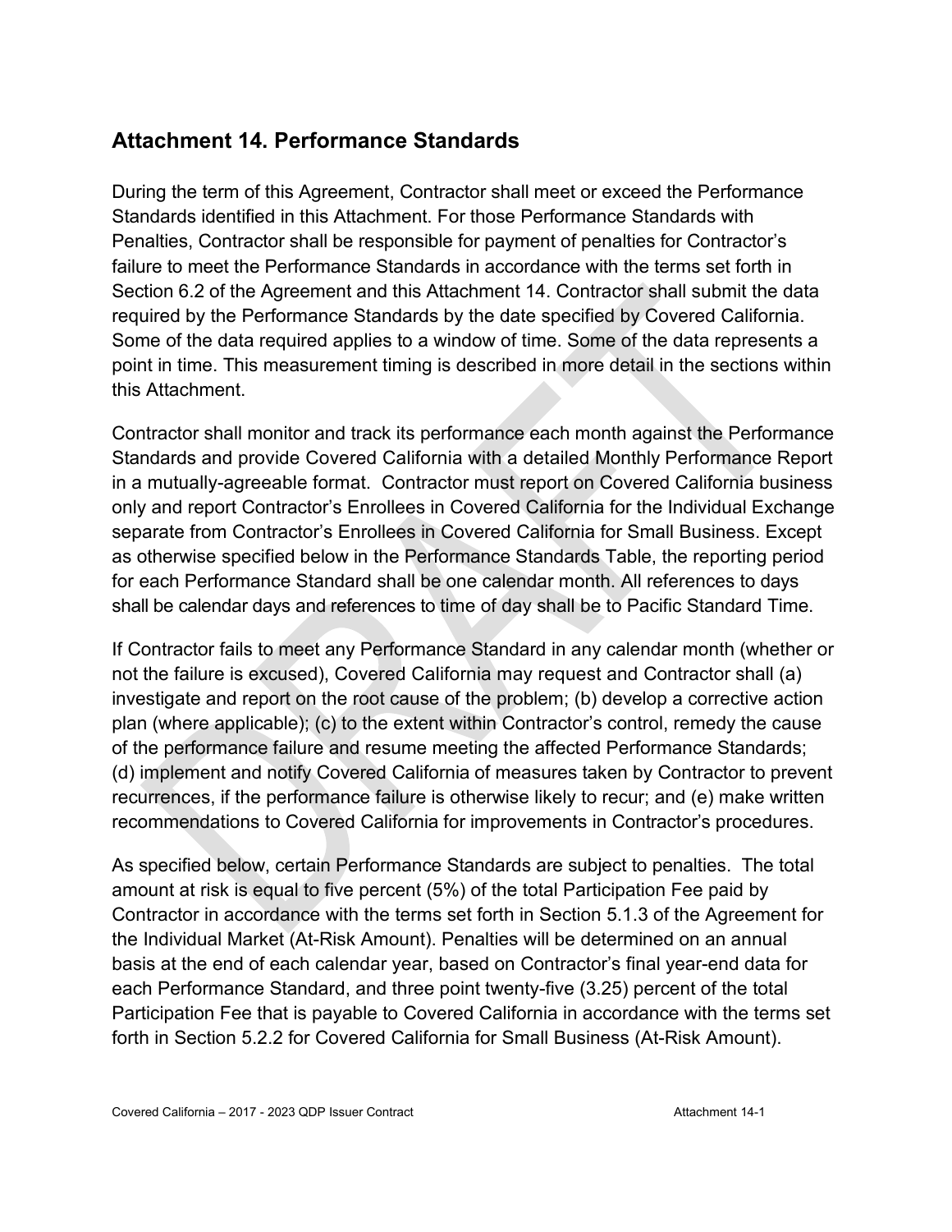## Attachment 14. Performance Standards

During the term of this Agreement, Contractor shall meet or exceed the Performance Standards identified in this Attachment. For those Performance Standards with Penalties, Contractor shall be responsible for payment of penalties for Contractor's failure to meet the Performance Standards in accordance with the terms set forth in Section 6.2 of the Agreement and this Attachment 14. Contractor shall submit the data required by the Performance Standards by the date specified by Covered California. Some of the data required applies to a window of time. Some of the data represents a point in time. This measurement timing is described in more detail in the sections within this Attachment.

Contractor shall monitor and track its performance each month against the Performance Standards and provide Covered California with a detailed Monthly Performance Report in a mutually-agreeable format. Contractor must report on Covered California business only and report Contractor's Enrollees in Covered California for the Individual Exchange separate from Contractor's Enrollees in Covered California for Small Business. Except as otherwise specified below in the Performance Standards Table, the reporting period for each Performance Standard shall be one calendar month. All references to days shall be calendar days and references to time of day shall be to Pacific Standard Time.

If Contractor fails to meet any Performance Standard in any calendar month (whether or not the failure is excused), Covered California may request and Contractor shall (a) investigate and report on the root cause of the problem; (b) develop a corrective action plan (where applicable); (c) to the extent within Contractor's control, remedy the cause of the performance failure and resume meeting the affected Performance Standards; (d) implement and notify Covered California of measures taken by Contractor to prevent recurrences, if the performance failure is otherwise likely to recur; and (e) make written recommendations to Covered California for improvements in Contractor's procedures.

As specified below, certain Performance Standards are subject to penalties. The total amount at risk is equal to five percent (5%) of the total Participation Fee paid by Contractor in accordance with the terms set forth in Section 5.1.3 of the Agreement for the Individual Market (At-Risk Amount). Penalties will be determined on an annual basis at the end of each calendar year, based on Contractor's final year-end data for each Performance Standard, and three point twenty-five (3.25) percent of the total Participation Fee that is payable to Covered California in accordance with the terms set forth in Section 5.2.2 for Covered California for Small Business (At-Risk Amount).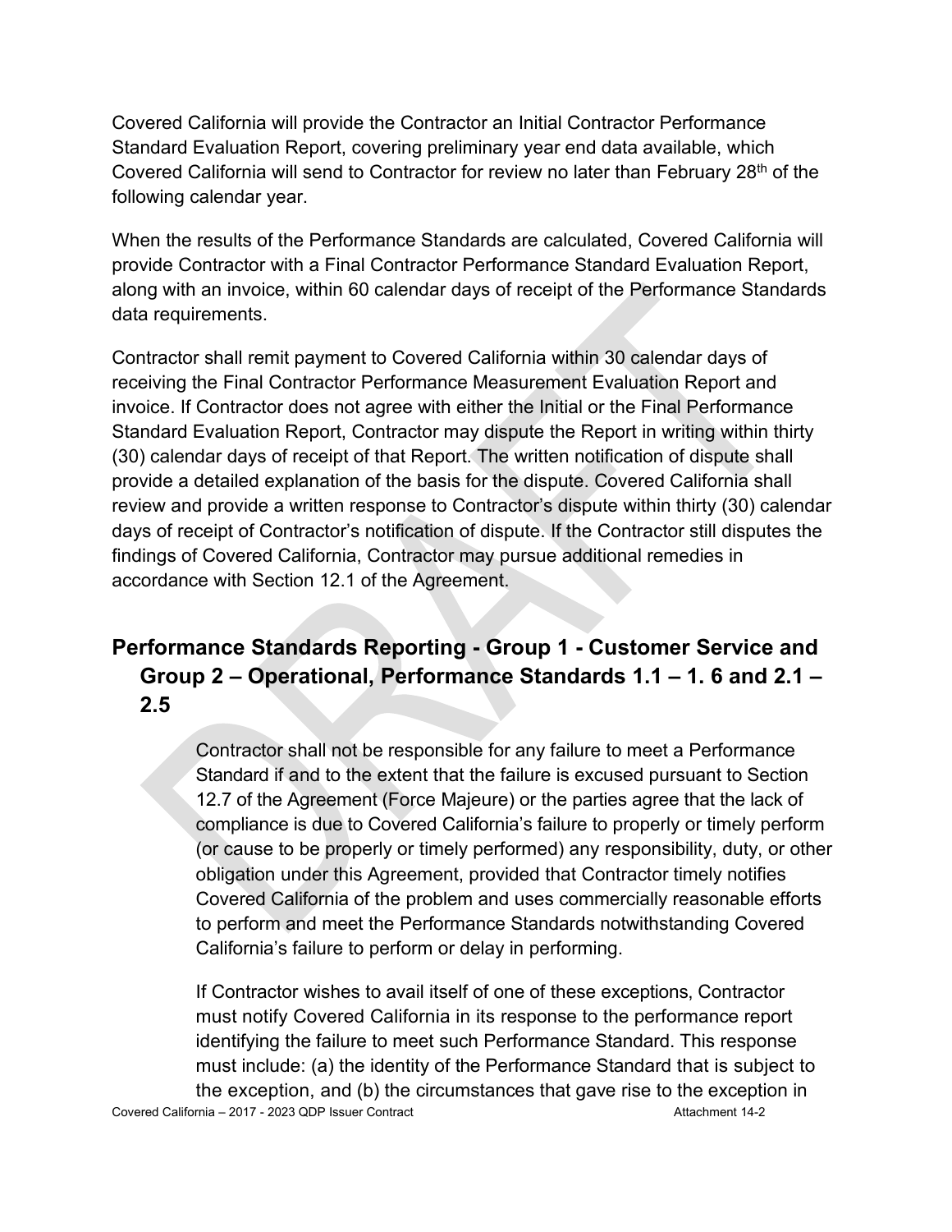Covered California will provide the Contractor an Initial Contractor Performance Standard Evaluation Report, covering preliminary year end data available, which Covered California will send to Contractor for review no later than February 28th of the following calendar year.

When the results of the Performance Standards are calculated, Covered California will provide Contractor with a Final Contractor Performance Standard Evaluation Report, along with an invoice, within 60 calendar days of receipt of the Performance Standards data requirements.

Contractor shall remit payment to Covered California within 30 calendar days of receiving the Final Contractor Performance Measurement Evaluation Report and invoice. If Contractor does not agree with either the Initial or the Final Performance Standard Evaluation Report, Contractor may dispute the Report in writing within thirty (30) calendar days of receipt of that Report. The written notification of dispute shall provide a detailed explanation of the basis for the dispute. Covered California shall review and provide a written response to Contractor's dispute within thirty (30) calendar days of receipt of Contractor's notification of dispute. If the Contractor still disputes the findings of Covered California, Contractor may pursue additional remedies in accordance with Section 12.1 of the Agreement.

## Performance Standards Reporting - Group 1 - Customer Service and Group 2 – Operational, Performance Standards 1.1 – 1. 6 and 2.1 – 2.5

Contractor shall not be responsible for any failure to meet a Performance Standard if and to the extent that the failure is excused pursuant to Section 12.7 of the Agreement (Force Majeure) or the parties agree that the lack of compliance is due to Covered California's failure to properly or timely perform (or cause to be properly or timely performed) any responsibility, duty, or other obligation under this Agreement, provided that Contractor timely notifies Covered California of the problem and uses commercially reasonable efforts to perform and meet the Performance Standards notwithstanding Covered California's failure to perform or delay in performing.

If Contractor wishes to avail itself of one of these exceptions, Contractor must notify Covered California in its response to the performance report identifying the failure to meet such Performance Standard. This response must include: (a) the identity of the Performance Standard that is subject to the exception, and (b) the circumstances that gave rise to the exception in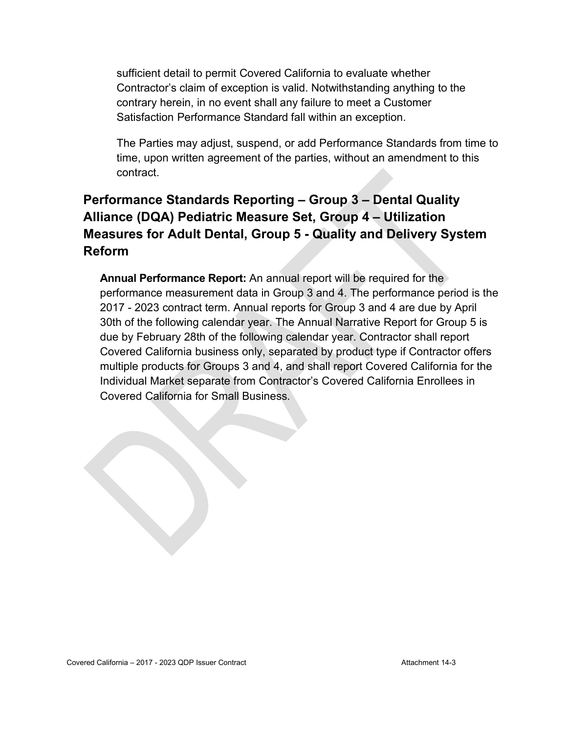sufficient detail to permit Covered California to evaluate whether Contractor's claim of exception is valid. Notwithstanding anything to the contrary herein, in no event shall any failure to meet a Customer Satisfaction Performance Standard fall within an exception.

The Parties may adjust, suspend, or add Performance Standards from time to time, upon written agreement of the parties, without an amendment to this contract.

## Performance Standards Reporting – Group 3 – Dental Quality Alliance (DQA) Pediatric Measure Set, Group 4 – Utilization Measures for Adult Dental, Group 5 - Quality and Delivery System Reform

**Annual Performance Report:** An annual report will be required for the performance measurement data in Group 3 and 4. The performance period is the 2017 - 2023 contract term. Annual reports for Group 3 and 4 are due by April 30th of the following calendar year. The Annual Narrative Report for Group 5 is due by February 28th of the following calendar year. Contractor shall report Covered California business only, separated by product type if Contractor offers multiple products for Groups 3 and 4, and shall report Covered California for the Individual Market separate from Contractor's Covered California Enrollees in Covered California for Small Business.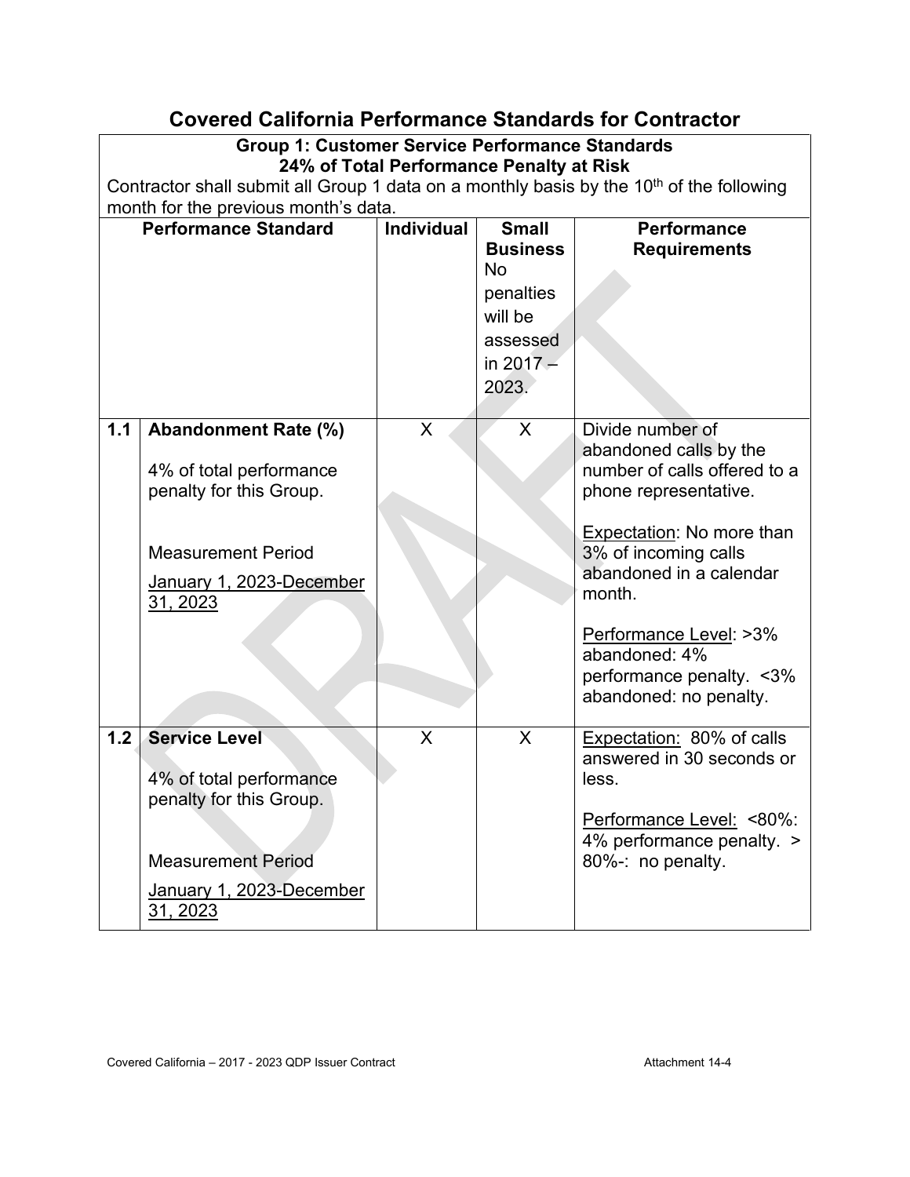# Covered California Performance Standards for Contractor

**Group 1: Customer Service Performance Standards**
**24% of Total Performance Penalty at Risk**

Contractor shall submit all Group 1 data on a monthly basis by the 10th of the following month for the previous month's data.

| | Performance Standard | Individual | Small Business No penalties will be assessed in 2017 – 2023. | Performance Requirements |
|---|---|---|---|---|
| **1.1** | **Abandonment Rate (%)**<br><br>4% of total performance penalty for this Group.<br><br>Measurement Period<br><br>January 1, 2023-December 31, 2023 | X | X | Divide number of abandoned calls by the number of calls offered to a phone representative.<br><br>Expectation: No more than 3% of incoming calls abandoned in a calendar month.<br><br>Performance Level: >3% abandoned: 4% performance penalty. <3% abandoned: no penalty. |
| **1.2** | **Service Level**<br><br>4% of total performance penalty for this Group.<br><br>Measurement Period<br><br>January 1, 2023-December 31, 2023 | X | X | Expectation: 80% of calls answered in 30 seconds or less.<br><br>Performance Level: <80%: 4% performance penalty. > 80%-: no penalty. |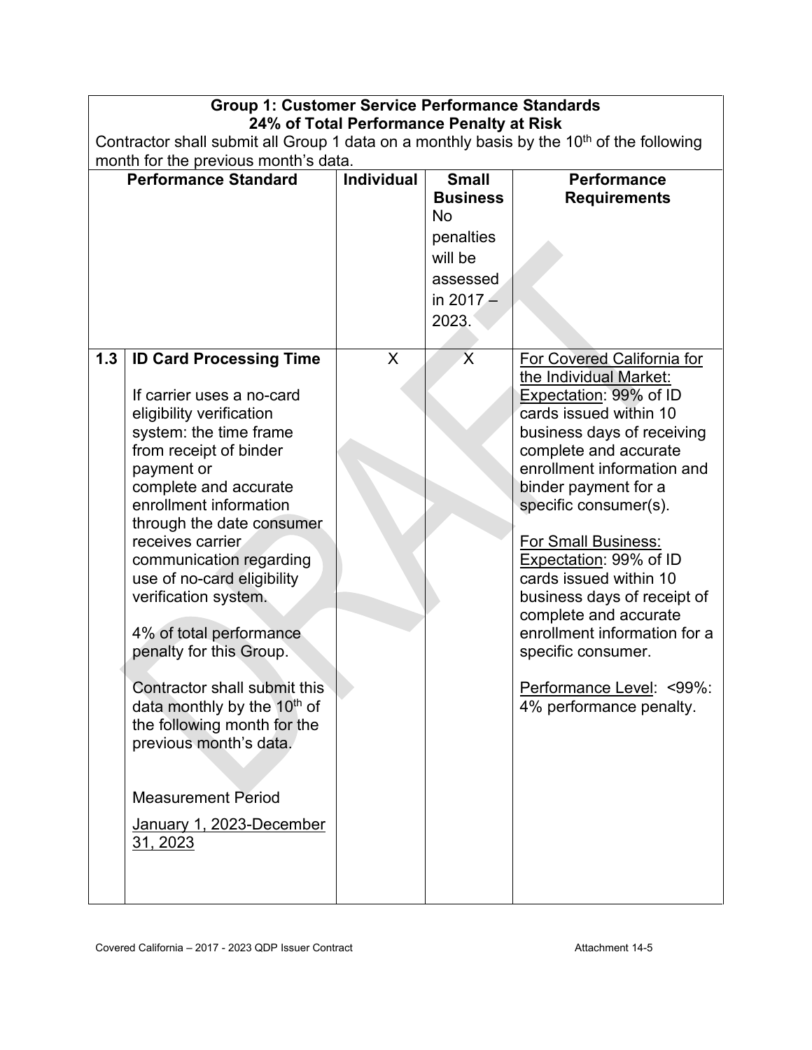| Group 1: Customer Service Performance Standards 24% of Total Performance Penalty at Risk Contractor shall submit all Group 1 data on a monthly basis by the 10th of the following month for the previous month's data. | | | | |
|---|---|---|---|---|
| **Performance Standard** | | **Individual** | **Small Business** No penalties will be assessed in 2017 – 2023. | **Performance Requirements** |
| 1.3 | **ID Card Processing Time**<br><br>If carrier uses a no-card eligibility verification system: the time frame from receipt of binder payment or complete and accurate enrollment information through the date consumer receives carrier communication regarding use of no-card eligibility verification system.<br><br>4% of total performance penalty for this Group.<br><br>Contractor shall submit this data monthly by the 10th of the following month for the previous month's data.<br><br>Measurement Period<br>January 1, 2023-December 31, 2023 | X | X | For Covered California for the Individual Market: Expectation: 99% of ID cards issued within 10 business days of receiving complete and accurate enrollment information and binder payment for a specific consumer(s).<br><br>For Small Business: Expectation: 99% of ID cards issued within 10 business days of receipt of complete and accurate enrollment information for a specific consumer.<br><br>Performance Level: <99%: 4% performance penalty. |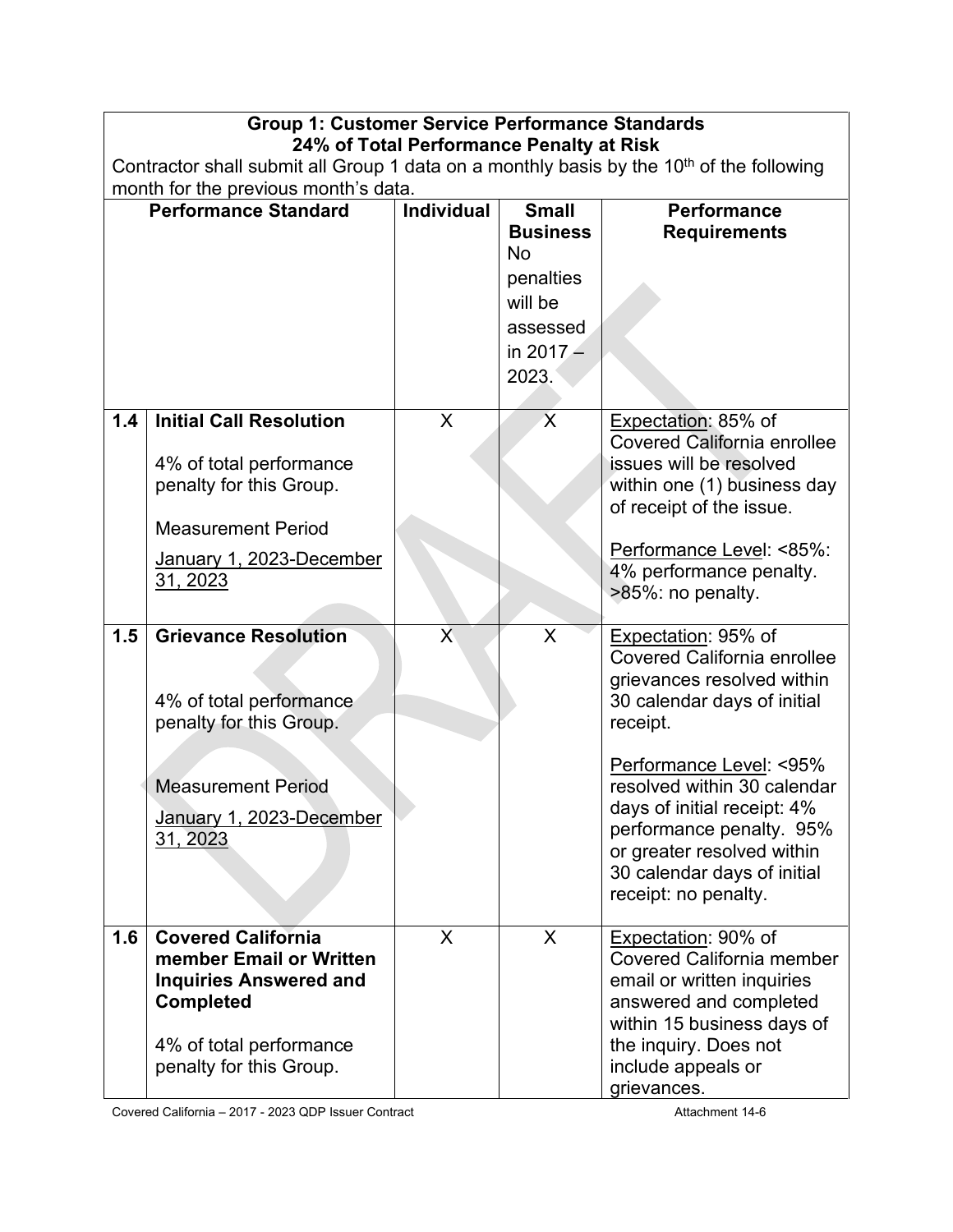| Group 1: Customer Service Performance Standards 24% of Total Performance Penalty at Risk Contractor shall submit all Group 1 data on a monthly basis by the 10th of the following month for the previous month's data. | | | | |
|---|---|---|---|---|
| **Performance Standard** | | **Individual** | **Small Business** No penalties will be assessed in 2017 – 2023. | **Performance Requirements** |
| **1.4** | **Initial Call Resolution**<br><br>4% of total performance penalty for this Group.<br><br>Measurement Period<br>January 1, 2023-December 31, 2023 | X | X | Expectation: 85% of Covered California enrollee issues will be resolved within one (1) business day of receipt of the issue.<br><br>Performance Level: <85%: 4% performance penalty. >85%: no penalty. |
| **1.5** | **Grievance Resolution**<br><br>4% of total performance penalty for this Group.<br><br>Measurement Period<br>January 1, 2023-December 31, 2023 | X | X | Expectation: 95% of Covered California enrollee grievances resolved within 30 calendar days of initial receipt.<br><br>Performance Level: <95% resolved within 30 calendar days of initial receipt: 4% performance penalty. 95% or greater resolved within 30 calendar days of initial receipt: no penalty. |
| **1.6** | **Covered California member Email or Written Inquiries Answered and Completed**<br><br>4% of total performance penalty for this Group. | X | X | Expectation: 90% of Covered California member email or written inquiries answered and completed within 15 business days of the inquiry. Does not include appeals or grievances. |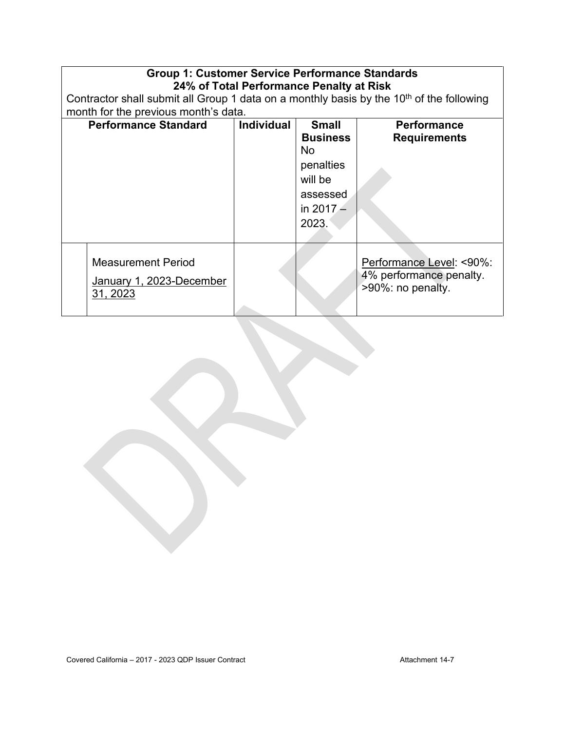| Group 1: Customer Service Performance Standards<br>24% of Total Performance Penalty at Risk<br>Contractor shall submit all Group 1 data on a monthly basis by the 10th of the following month for the previous month's data. | | | | |
|---|---|---|---|---|
| **Performance Standard** | | **Individual** | **Small Business** No penalties will be assessed in 2017 – 2023. | **Performance Requirements** |
| | Measurement Period<br>January 1, 2023-December 31, 2023 | | | Performance Level: <90%: 4% performance penalty. >90%: no penalty. |

Covered California – 2017 - 2023 QDP Issuer Contract Attachment 14-7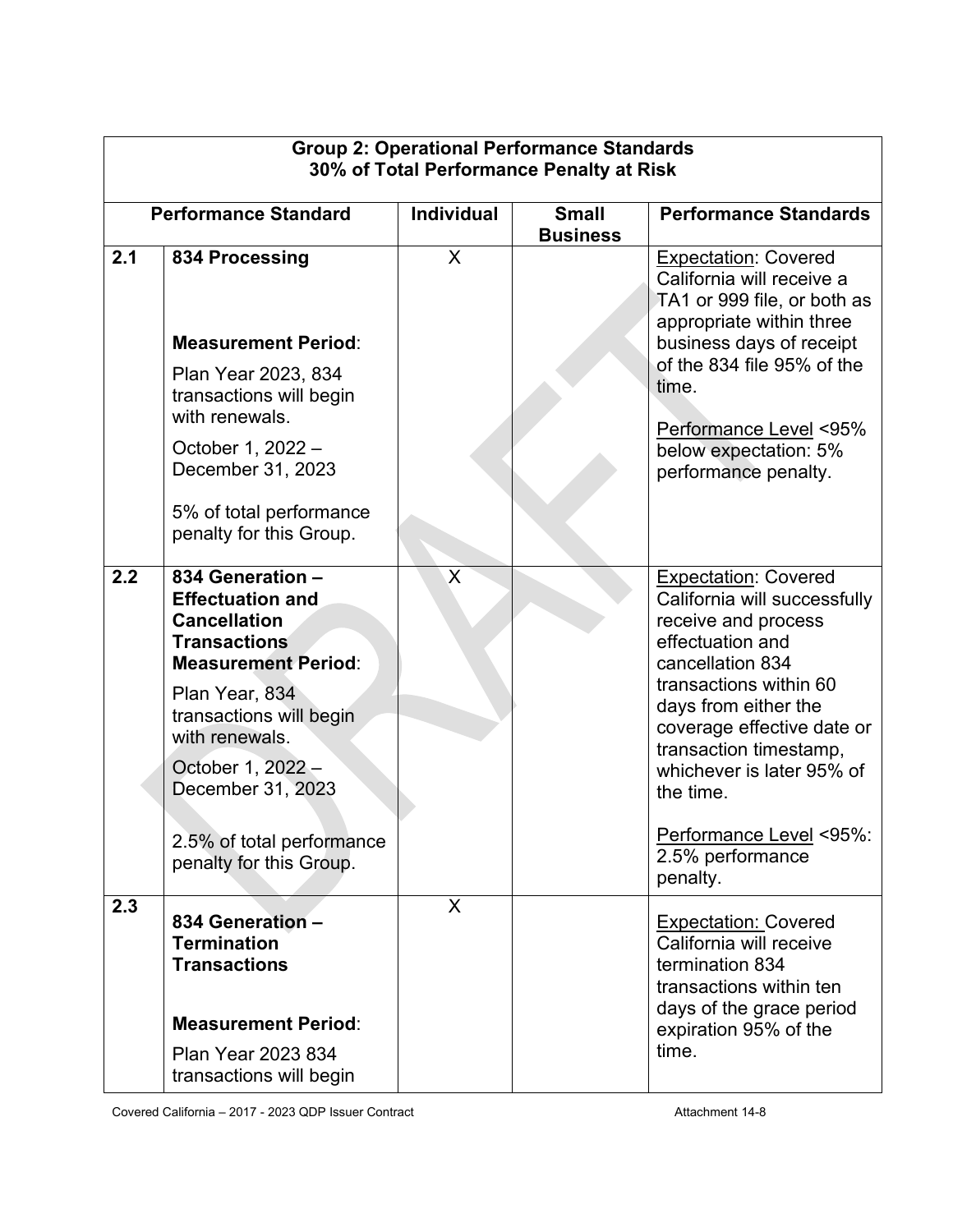| Group 2: Operational Performance Standards<br>30% of Total Performance Penalty at Risk | | | | |
|---|---|---|---|---|
| **Performance Standard** | | **Individual** | **Small Business** | **Performance Standards** |
| **2.1** | **834 Processing**<br><br>**Measurement Period**:<br>Plan Year 2023, 834 transactions will begin with renewals.<br>October 1, 2022 – December 31, 2023<br><br>5% of total performance penalty for this Group. | X | | Expectation: Covered California will receive a TA1 or 999 file, or both as appropriate within three business days of receipt of the 834 file 95% of the time.<br><br>Performance Level <95% below expectation: 5% performance penalty. |
| **2.2** | **834 Generation – Effectuation and Cancellation Transactions**<br>**Measurement Period**:<br>Plan Year, 834 transactions will begin with renewals.<br>October 1, 2022 – December 31, 2023<br><br>2.5% of total performance penalty for this Group. | X | | Expectation: Covered California will successfully receive and process effectuation and cancellation 834 transactions within 60 days from either the coverage effective date or transaction timestamp, whichever is later 95% of the time.<br><br>Performance Level <95%: 2.5% performance penalty. |
| **2.3** | **834 Generation – Termination Transactions**<br><br>**Measurement Period**:<br>Plan Year 2023 834 transactions will begin | X | | Expectation: Covered California will receive termination 834 transactions within ten days of the grace period expiration 95% of the time. |

Covered California – 2017 - 2023 QDP Issuer Contract Attachment 14-8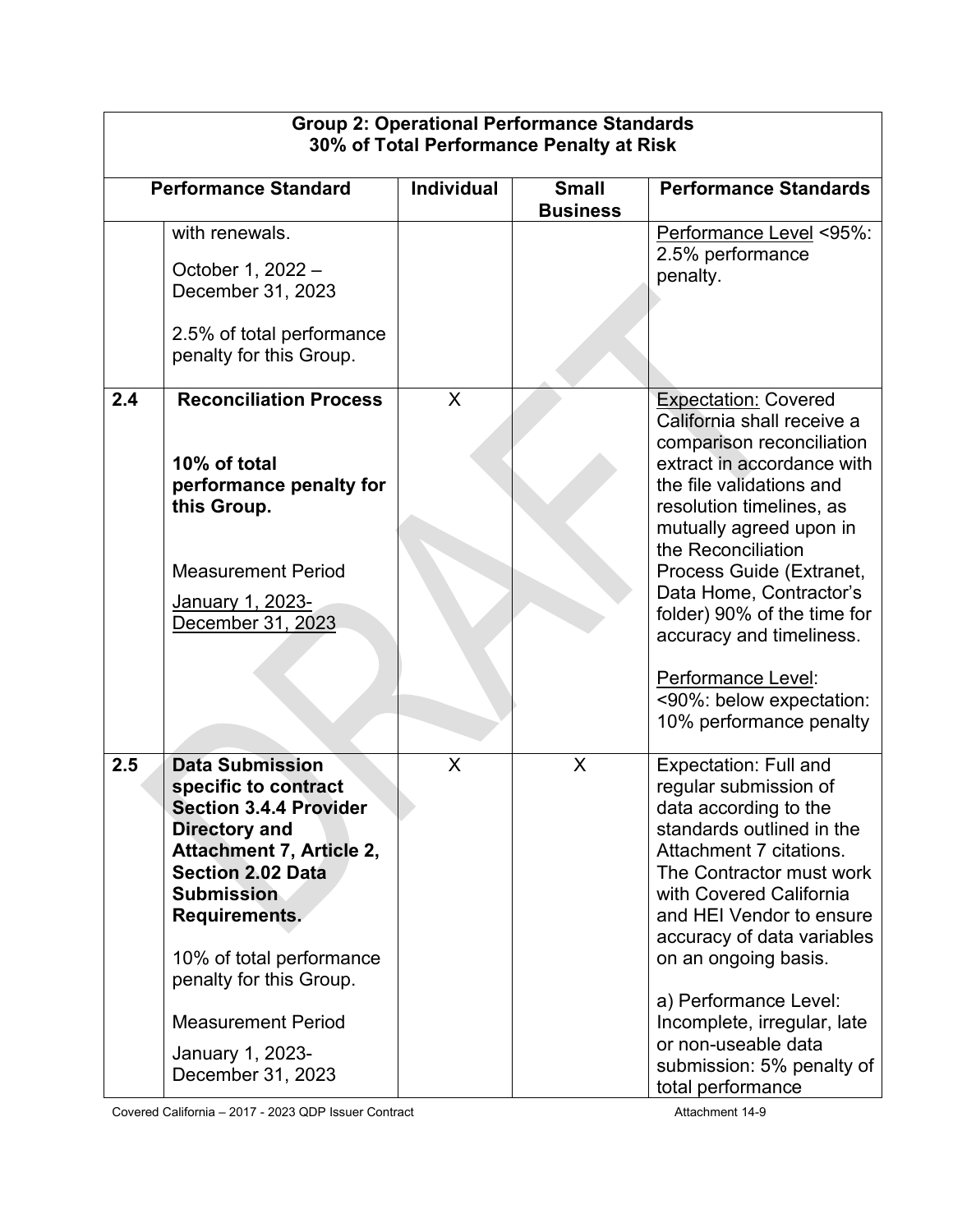| Group 2: Operational Performance Standards 30% of Total Performance Penalty at Risk | | | | |
|---|---|---|---|---|
| **Performance Standard** | | **Individual** | **Small Business** | **Performance Standards** |
| | with renewals.<br><br>October 1, 2022 – December 31, 2023<br><br>2.5% of total performance penalty for this Group. | | | Performance Level <95%: 2.5% performance penalty. |
| **2.4** | **Reconciliation Process**<br><br>**10% of total performance penalty for this Group.**<br><br>Measurement Period<br><br>January 1, 2023-December 31, 2023 | X | | Expectation: Covered California shall receive a comparison reconciliation extract in accordance with the file validations and resolution timelines, as mutually agreed upon in the Reconciliation Process Guide (Extranet, Data Home, Contractor's folder) 90% of the time for accuracy and timeliness.<br><br>Performance Level: <90%: below expectation: 10% performance penalty |
| **2.5** | **Data Submission specific to contract Section 3.4.4 Provider Directory and Attachment 7, Article 2, Section 2.02 Data Submission Requirements.**<br><br>10% of total performance penalty for this Group.<br><br>Measurement Period<br><br>January 1, 2023-December 31, 2023 | X | X | Expectation: Full and regular submission of data according to the standards outlined in the Attachment 7 citations. The Contractor must work with Covered California and HEI Vendor to ensure accuracy of data variables on an ongoing basis.<br><br>a) Performance Level: Incomplete, irregular, late or non-useable data submission: 5% penalty of total performance |

Covered California – 2017 - 2023 QDP Issuer Contract Attachment 14-9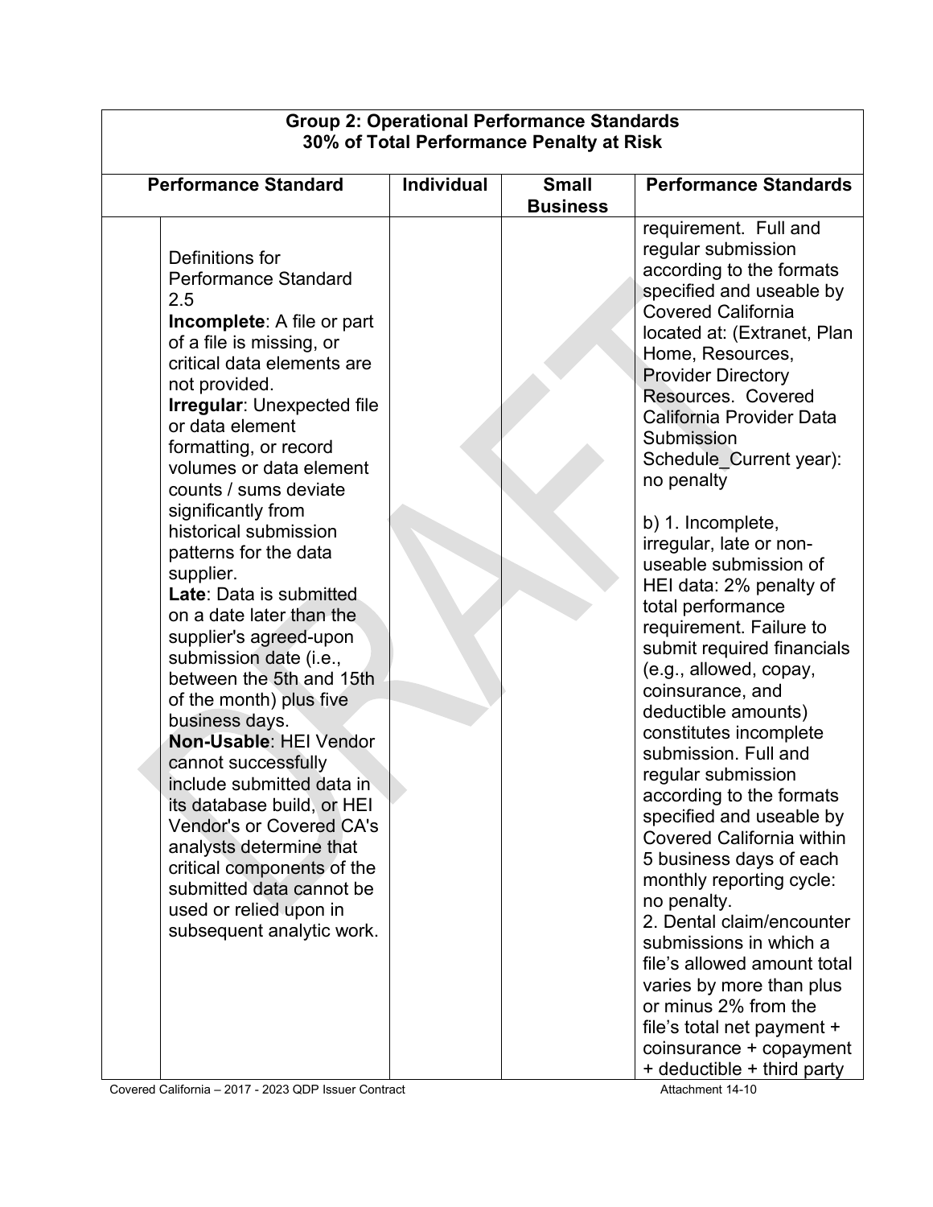| Group 2: Operational Performance Standards<br>30% of Total Performance Penalty at Risk | | | |
|---|---|---|---|
| **Performance Standard** | **Individual** | **Small Business** | **Performance Standards** |
| Definitions for Performance Standard 2.5<br>**Incomplete**: A file or part of a file is missing, or critical data elements are not provided.<br>**Irregular**: Unexpected file or data element formatting, or record volumes or data element counts / sums deviate significantly from historical submission patterns for the data supplier.<br>**Late**: Data is submitted on a date later than the supplier's agreed-upon submission date (i.e., between the 5th and 15th of the month) plus five business days.<br>**Non-Usable**: HEI Vendor cannot successfully include submitted data in its database build, or HEI Vendor's or Covered CA's analysts determine that critical components of the submitted data cannot be used or relied upon in subsequent analytic work. | | | requirement. Full and regular submission according to the formats specified and useable by Covered California located at: (Extranet, Plan Home, Resources, Provider Directory Resources. Covered California Provider Data Submission Schedule_Current year): no penalty<br><br>b) 1. Incomplete, irregular, late or non-useable submission of HEI data: 2% penalty of total performance requirement. Failure to submit required financials (e.g., allowed, copay, coinsurance, and deductible amounts) constitutes incomplete submission. Full and regular submission according to the formats specified and useable by Covered California within 5 business days of each monthly reporting cycle: no penalty.<br>2. Dental claim/encounter submissions in which a file's allowed amount total varies by more than plus or minus 2% from the file's total net payment + coinsurance + copayment + deductible + third party |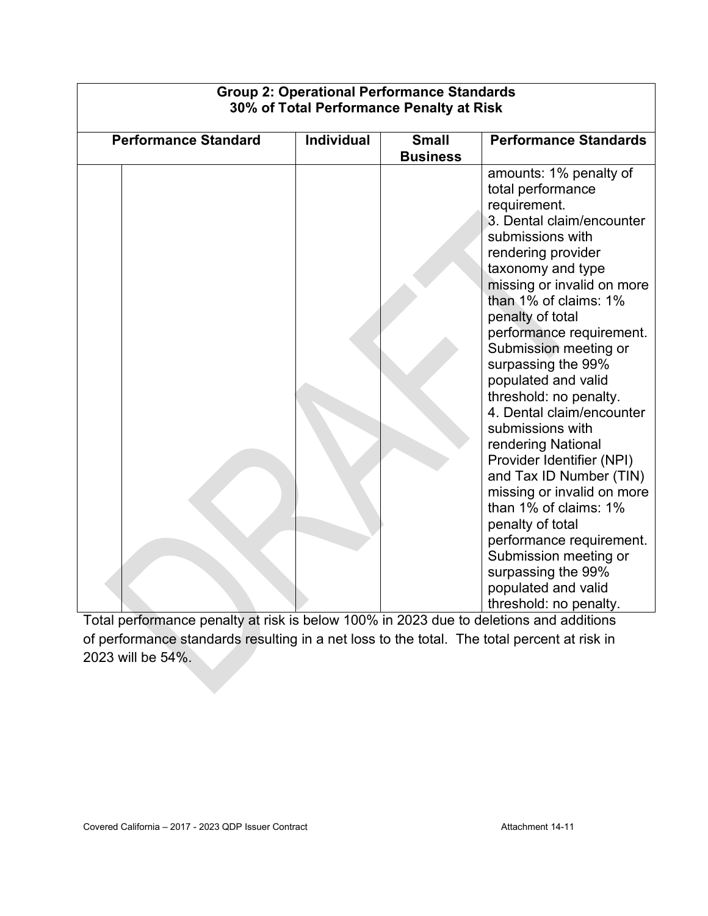| Group 2: Operational Performance Standards<br>30% of Total Performance Penalty at Risk | | | | |
|---|---|---|---|---|
| Performance Standard | | Individual | Small Business | Performance Standards |
| | | | | amounts: 1% penalty of total performance requirement.<br>3. Dental claim/encounter submissions with rendering provider taxonomy and type missing or invalid on more than 1% of claims: 1% penalty of total performance requirement. Submission meeting or surpassing the 99% populated and valid threshold: no penalty.<br>4. Dental claim/encounter submissions with rendering National Provider Identifier (NPI) and Tax ID Number (TIN) missing or invalid on more than 1% of claims: 1% penalty of total performance requirement. Submission meeting or surpassing the 99% populated and valid threshold: no penalty. |

Total performance penalty at risk is below 100% in 2023 due to deletions and additions of performance standards resulting in a net loss to the total. The total percent at risk in 2023 will be 54%.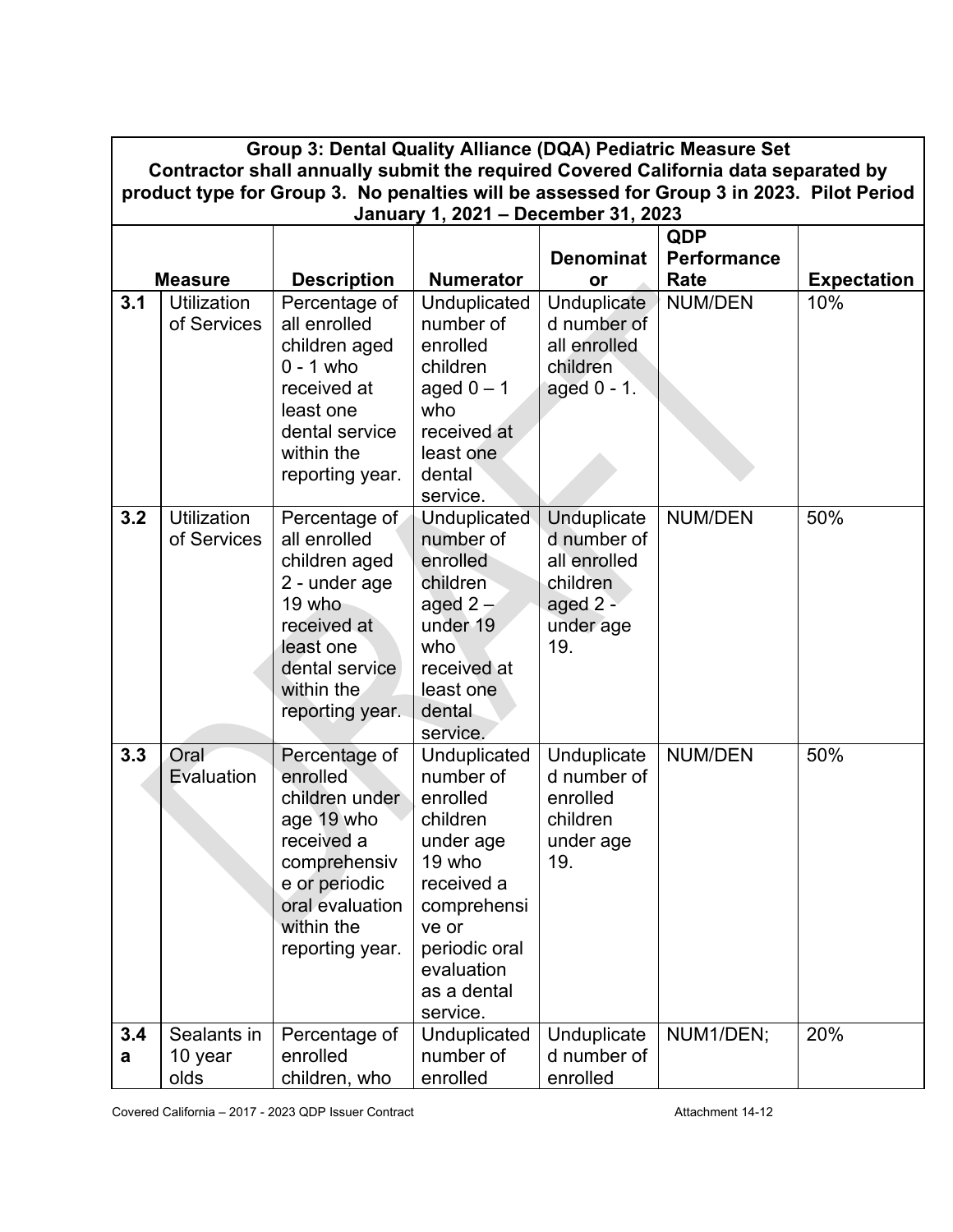| Group 3: Dental Quality Alliance (DQA) Pediatric Measure Set<br>Contractor shall annually submit the required Covered California data separated by product type for Group 3. No penalties will be assessed for Group 3 in 2023. Pilot Period January 1, 2021 – December 31, 2023 | | | | | | |
|---|---|---|---|---|---|---|
| | **Measure** | **Description** | **Numerator** | **Denominator** | **QDP Performance Rate** | **Expectation** |
| **3.1** | Utilization of Services | Percentage of all enrolled children aged 0 - 1 who received at least one dental service within the reporting year. | Unduplicated number of enrolled children aged 0 – 1 who received at least one dental service. | Unduplicated number of all enrolled children aged 0 - 1. | NUM/DEN | 10% |
| **3.2** | Utilization of Services | Percentage of all enrolled children aged 2 - under age 19 who received at least one dental service within the reporting year. | Unduplicated number of enrolled children aged 2 – under 19 who received at least one dental service. | Unduplicated number of all enrolled children aged 2 - under age 19. | NUM/DEN | 50% |
| **3.3** | Oral Evaluation | Percentage of enrolled children under age 19 who received a comprehensive or periodic oral evaluation within the reporting year. | Unduplicated number of enrolled children under age 19 who received a comprehensive or periodic oral evaluation as a dental service. | Unduplicated number of enrolled children under age 19. | NUM/DEN | 50% |
| **3.4a** | Sealants in 10 year olds | Percentage of enrolled children, who | Unduplicated number of enrolled | Unduplicated number of enrolled | NUM1/DEN; | 20% |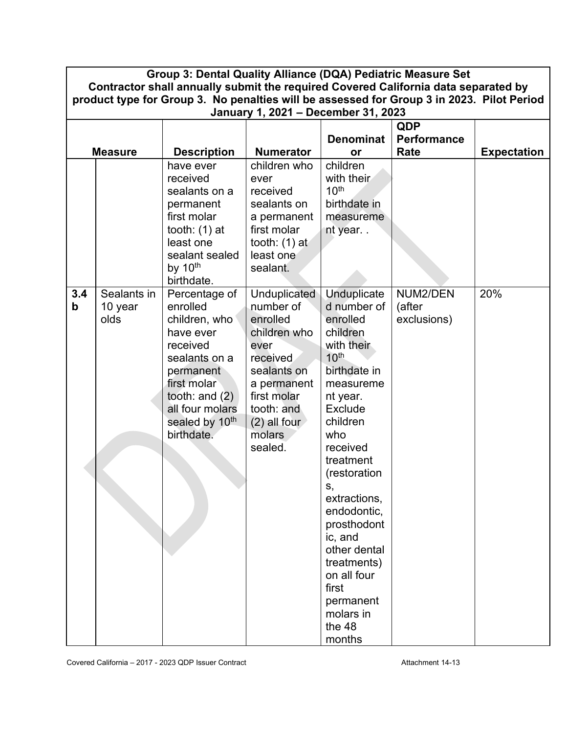| Group 3: Dental Quality Alliance (DQA) Pediatric Measure Set Contractor shall annually submit the required Covered California data separated by product type for Group 3. No penalties will be assessed for Group 3 in 2023. Pilot Period January 1, 2021 – December 31, 2023 | | | | | | |
|---|---|---|---|---|---|---|
| **Measure** | | **Description** | **Numerator** | **Denominator** | **QDP Performance Rate** | **Expectation** |
| | | have ever received sealants on a permanent first molar tooth: (1) at least one sealant sealed by 10th birthdate. | children who ever received sealants on a permanent first molar tooth: (1) at least one sealant. | children with their 10th birthdate in measurement year. . | | |
| **3.4 b** | Sealants in 10 year olds | Percentage of enrolled children, who have ever received sealants on a permanent first molar tooth: and (2) all four molars sealed by 10th birthdate. | Unduplicated number of enrolled children who ever received sealants on a permanent first molar tooth: and (2) all four molars sealed. | Unduplicated number of enrolled children with their 10th birthdate in measurement year. Exclude children who received treatment (restorations, extractions, endodontic, prosthodontic, and other dental treatments) on all four first permanent molars in the 48 months | NUM2/DEN (after exclusions) | 20% |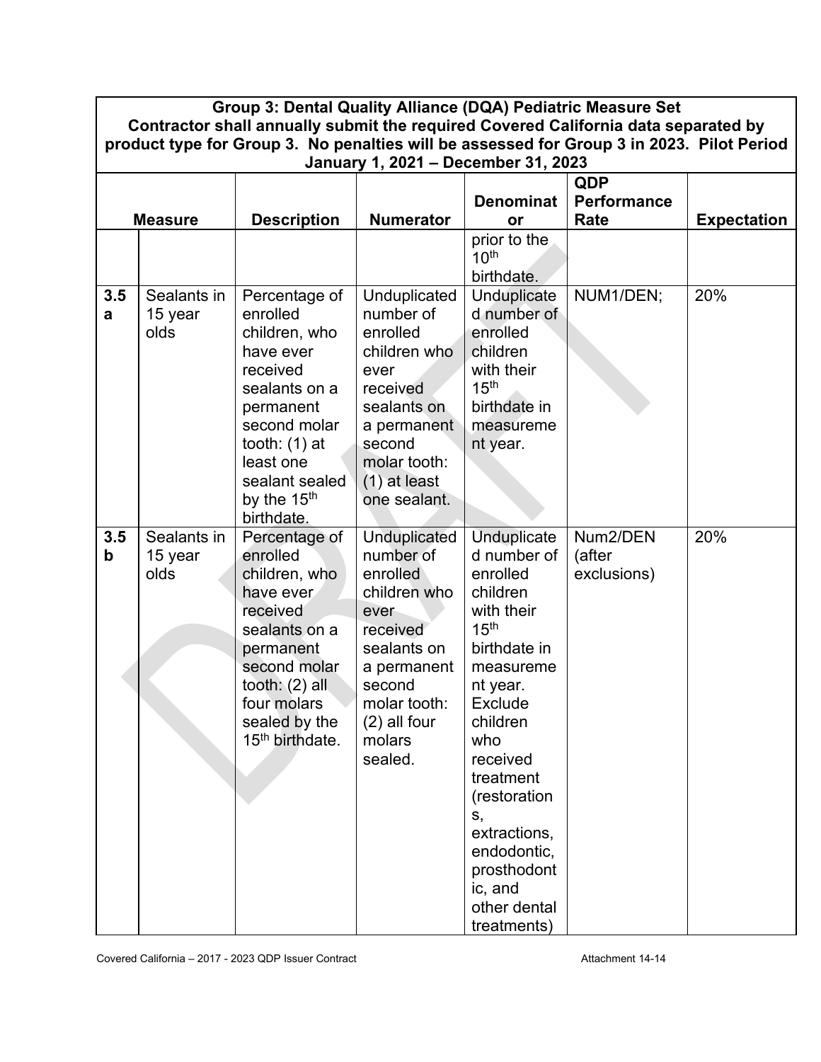| Group 3: Dental Quality Alliance (DQA) Pediatric Measure Set Contractor shall annually submit the required Covered California data separated by product type for Group 3. No penalties will be assessed for Group 3 in 2023. Pilot Period January 1, 2021 – December 31, 2023 | | | | | | |
|---|---|---|---|---|---|---|
| **Measure** | | **Description** | **Numerator** | **Denominator** | **QDP Performance Rate** | **Expectation** |
| | | | | prior to the 10th birthdate. | | |
| **3.5 a** | Sealants in 15 year olds | Percentage of enrolled children, who have ever received sealants on a permanent second molar tooth: (1) at least one sealant sealed by the 15th birthdate. | Unduplicated number of enrolled children who ever received sealants on a permanent second molar tooth: (1) at least one sealant. | Unduplicated number of enrolled children with their 15th birthdate in measurement year. | NUM1/DEN; | 20% |
| **3.5 b** | Sealants in 15 year olds | Percentage of enrolled children, who have ever received sealants on a permanent second molar tooth: (2) all four molars sealed by the 15th birthdate. | Unduplicated number of enrolled children who ever received sealants on a permanent second molar tooth: (2) all four molars sealed. | Unduplicated number of enrolled children with their 15th birthdate in measurement year. Exclude children who received treatment (restorations, extractions, endodontic, prosthodontic, and other dental treatments) | Num2/DEN (after exclusions) | 20% |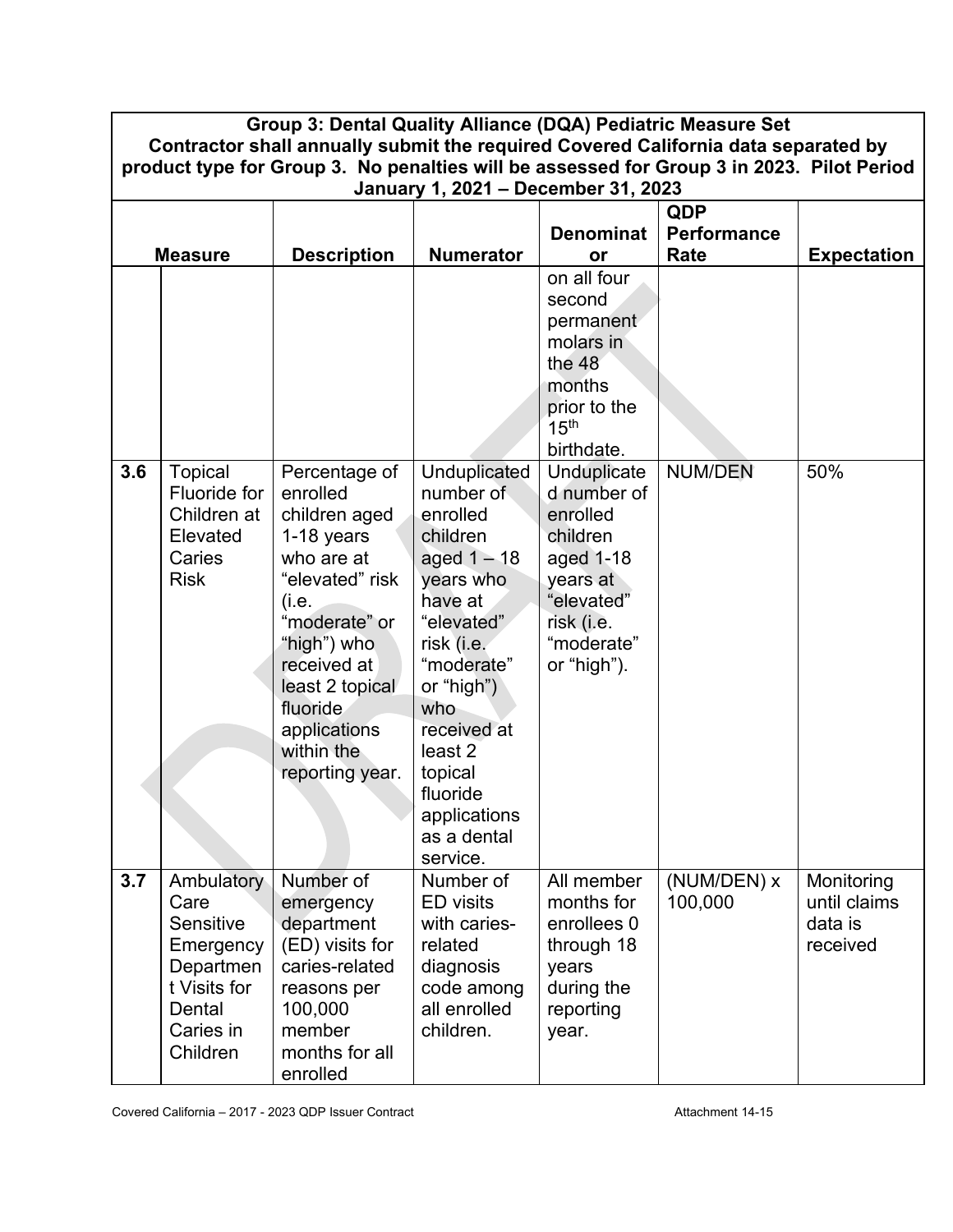| Group 3: Dental Quality Alliance (DQA) Pediatric Measure Set Contractor shall annually submit the required Covered California data separated by product type for Group 3. No penalties will be assessed for Group 3 in 2023. Pilot Period January 1, 2021 – December 31, 2023 | | | | | | |
|---|---|---|---|---|---|---|
| | **Measure** | **Description** | **Numerator** | **Denominator** | **QDP Performance Rate** | **Expectation** |
| | | | | on all four second permanent molars in the 48 months prior to the 15th birthdate. | | |
| **3.6** | Topical Fluoride for Children at Elevated Caries Risk | Percentage of enrolled children aged 1-18 years who are at "elevated" risk (i.e. "moderate" or "high") who received at least 2 topical fluoride applications within the reporting year. | Unduplicated number of enrolled children aged 1 – 18 years who have at "elevated" risk (i.e. "moderate" or "high") who received at least 2 topical fluoride applications as a dental service. | Unduplicated number of enrolled children aged 1-18 years at "elevated" risk (i.e. "moderate" or "high"). | NUM/DEN | 50% |
| **3.7** | Ambulatory Care Sensitive Emergency Department Visits for Dental Caries in Children | Number of emergency department (ED) visits for caries-related reasons per 100,000 member months for all enrolled | Number of ED visits with caries-related diagnosis code among all enrolled children. | All member months for enrollees 0 through 18 years during the reporting year. | (NUM/DEN) x 100,000 | Monitoring until claims data is received |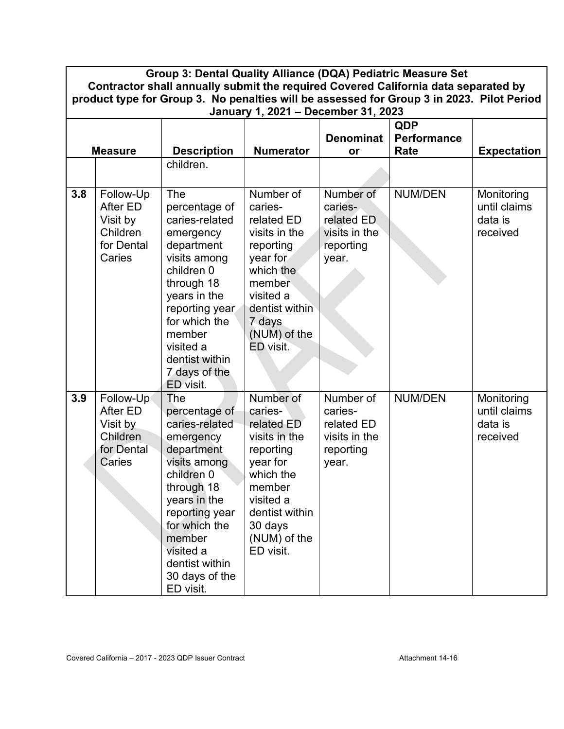| Group 3: Dental Quality Alliance (DQA) Pediatric Measure Set<br>Contractor shall annually submit the required Covered California data separated by product type for Group 3. No penalties will be assessed for Group 3 in 2023. Pilot Period January 1, 2021 – December 31, 2023 | | | | | | |
|---|---|---|---|---|---|---|
| **Measure** | | **Description** | **Numerator** | **Denominator** | **QDP Performance Rate** | **Expectation** |
| | | children. | | | | |
| **3.8** | Follow-Up After ED Visit by Children for Dental Caries | The percentage of caries-related emergency department visits among children 0 through 18 years in the reporting year for which the member visited a dentist within 7 days of the ED visit. | Number of caries-related ED visits in the reporting year for which the member visited a dentist within 7 days (NUM) of the ED visit. | Number of caries-related ED visits in the reporting year. | NUM/DEN | Monitoring until claims data is received |
| **3.9** | Follow-Up After ED Visit by Children for Dental Caries | The percentage of caries-related emergency department visits among children 0 through 18 years in the reporting year for which the member visited a dentist within 30 days of the ED visit. | Number of caries-related ED visits in the reporting year for which the member visited a dentist within 30 days (NUM) of the ED visit. | Number of caries-related ED visits in the reporting year. | NUM/DEN | Monitoring until claims data is received |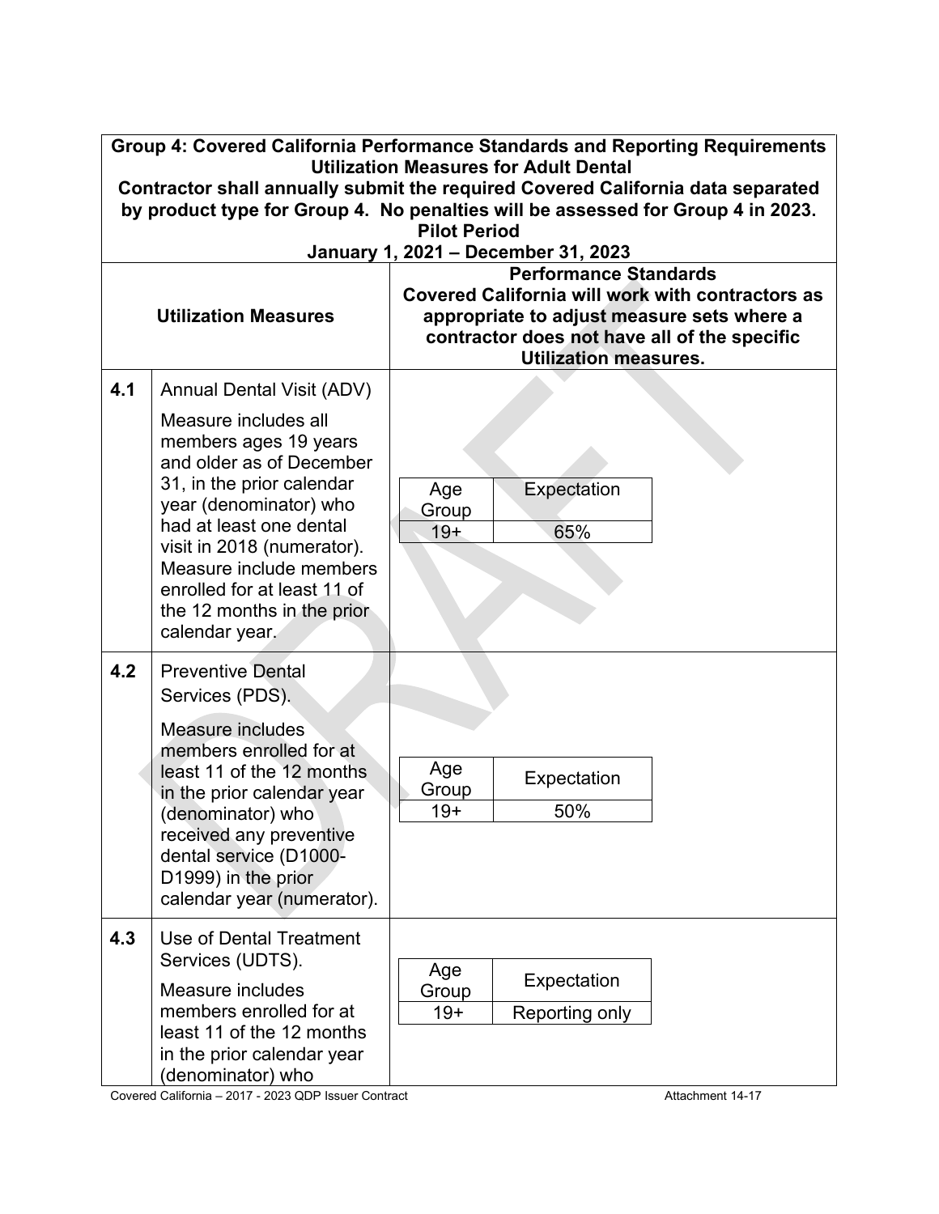| Group 4: Covered California Performance Standards and Reporting Requirements Utilization Measures for Adult Dental Contractor shall annually submit the required Covered California data separated by product type for Group 4. No penalties will be assessed for Group 4 in 2023. Pilot Period January 1, 2021 – December 31, 2023 | | |
|---|---|---|
| **Utilization Measures** | | **Performance Standards Covered California will work with contractors as appropriate to adjust measure sets where a contractor does not have all of the specific Utilization measures.** |
| **4.1** | Annual Dental Visit (ADV)<br><br>Measure includes all members ages 19 years and older as of December 31, in the prior calendar year (denominator) who had at least one dental visit in 2018 (numerator). Measure include members enrolled for at least 11 of the 12 months in the prior calendar year. | Age Group: 19+ — Expectation: 65% |
| **4.2** | Preventive Dental Services (PDS).<br><br>Measure includes members enrolled for at least 11 of the 12 months in the prior calendar year (denominator) who received any preventive dental service (D1000-D1999) in the prior calendar year (numerator). | Age Group: 19+ — Expectation: 50% |
| **4.3** | Use of Dental Treatment Services (UDTS).<br><br>Measure includes members enrolled for at least 11 of the 12 months in the prior calendar year (denominator) who | Age Group: 19+ — Expectation: Reporting only |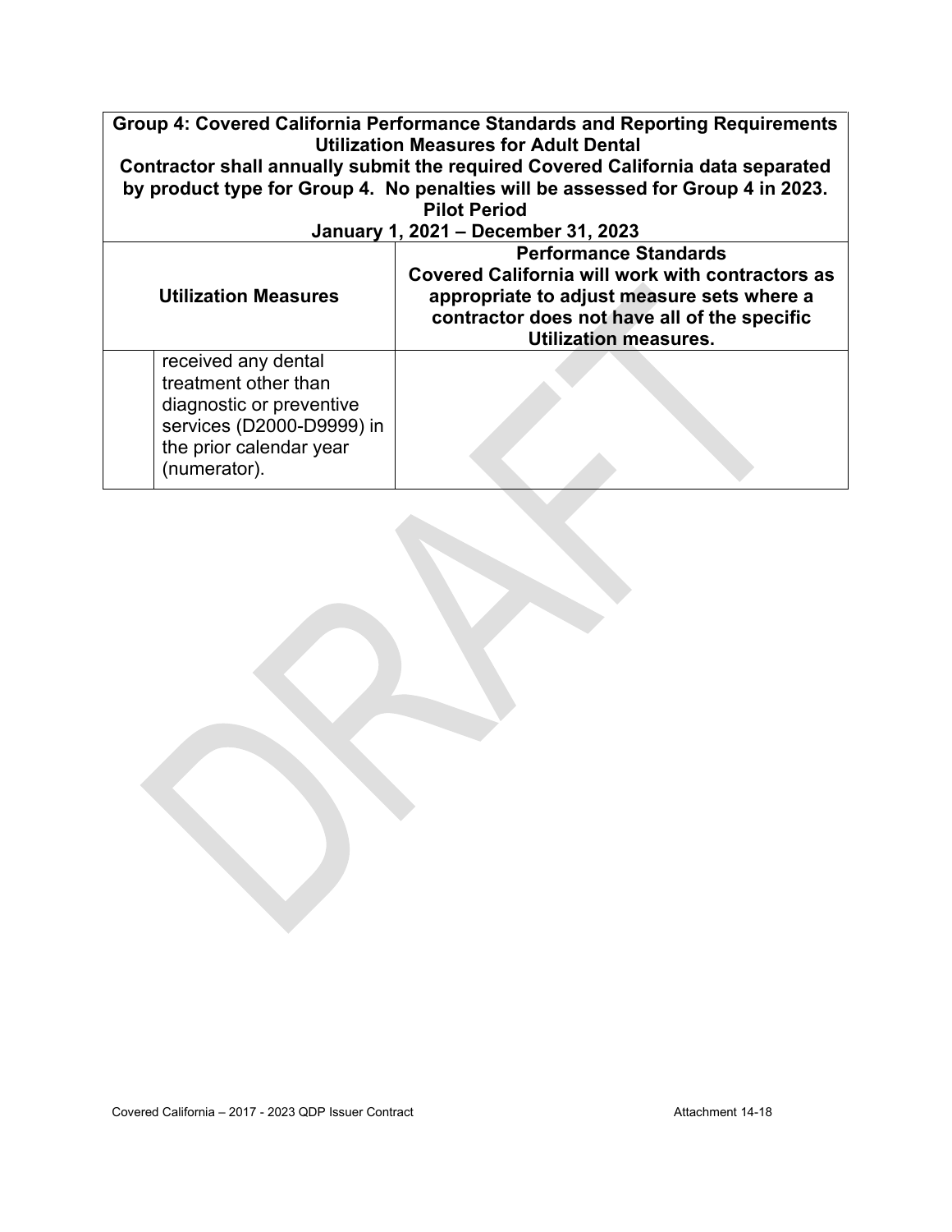| Group 4: Covered California Performance Standards and Reporting Requirements Utilization Measures for Adult Dental Contractor shall annually submit the required Covered California data separated by product type for Group 4. No penalties will be assessed for Group 4 in 2023. Pilot Period January 1, 2021 – December 31, 2023 | | |
|---|---|---|
| **Utilization Measures** | | **Performance Standards Covered California will work with contractors as appropriate to adjust measure sets where a contractor does not have all of the specific Utilization measures.** |
| | received any dental treatment other than diagnostic or preventive services (D2000-D9999) in the prior calendar year (numerator). | |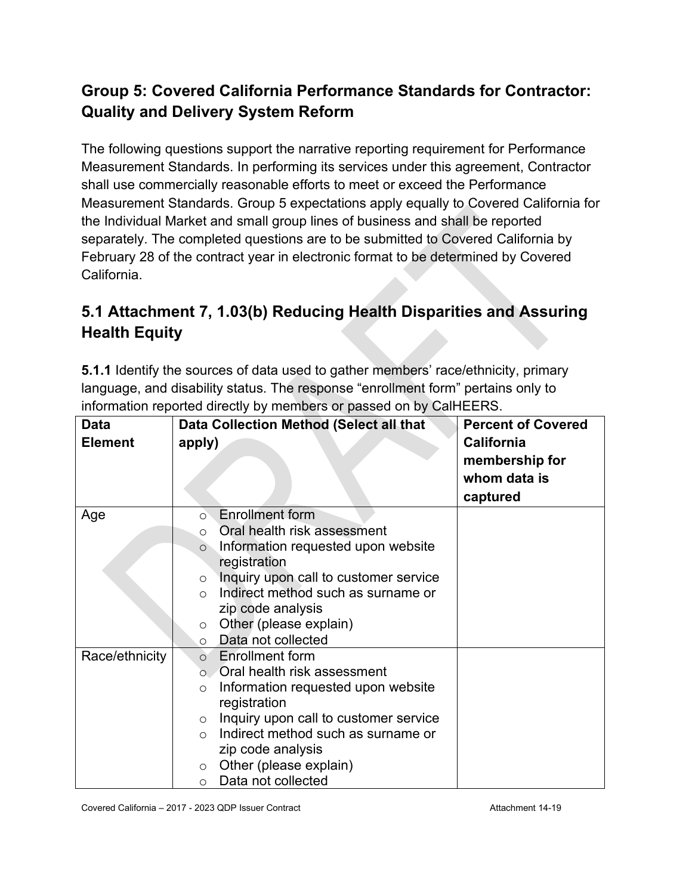## Group 5: Covered California Performance Standards for Contractor: Quality and Delivery System Reform

The following questions support the narrative reporting requirement for Performance Measurement Standards. In performing its services under this agreement, Contractor shall use commercially reasonable efforts to meet or exceed the Performance Measurement Standards. Group 5 expectations apply equally to Covered California for the Individual Market and small group lines of business and shall be reported separately. The completed questions are to be submitted to Covered California by February 28 of the contract year in electronic format to be determined by Covered California.

## 5.1 Attachment 7, 1.03(b) Reducing Health Disparities and Assuring Health Equity

**5.1.1** Identify the sources of data used to gather members' race/ethnicity, primary language, and disability status. The response "enrollment form" pertains only to information reported directly by members or passed on by CalHEERS.

| Data Element | Data Collection Method (Select all that apply) | Percent of Covered California membership for whom data is captured |
|---|---|---|
| Age | ○ Enrollment form<br>○ Oral health risk assessment<br>○ Information requested upon website registration<br>○ Inquiry upon call to customer service<br>○ Indirect method such as surname or zip code analysis<br>○ Other (please explain)<br>○ Data not collected | |
| Race/ethnicity | ○ Enrollment form<br>○ Oral health risk assessment<br>○ Information requested upon website registration<br>○ Inquiry upon call to customer service<br>○ Indirect method such as surname or zip code analysis<br>○ Other (please explain)<br>○ Data not collected | |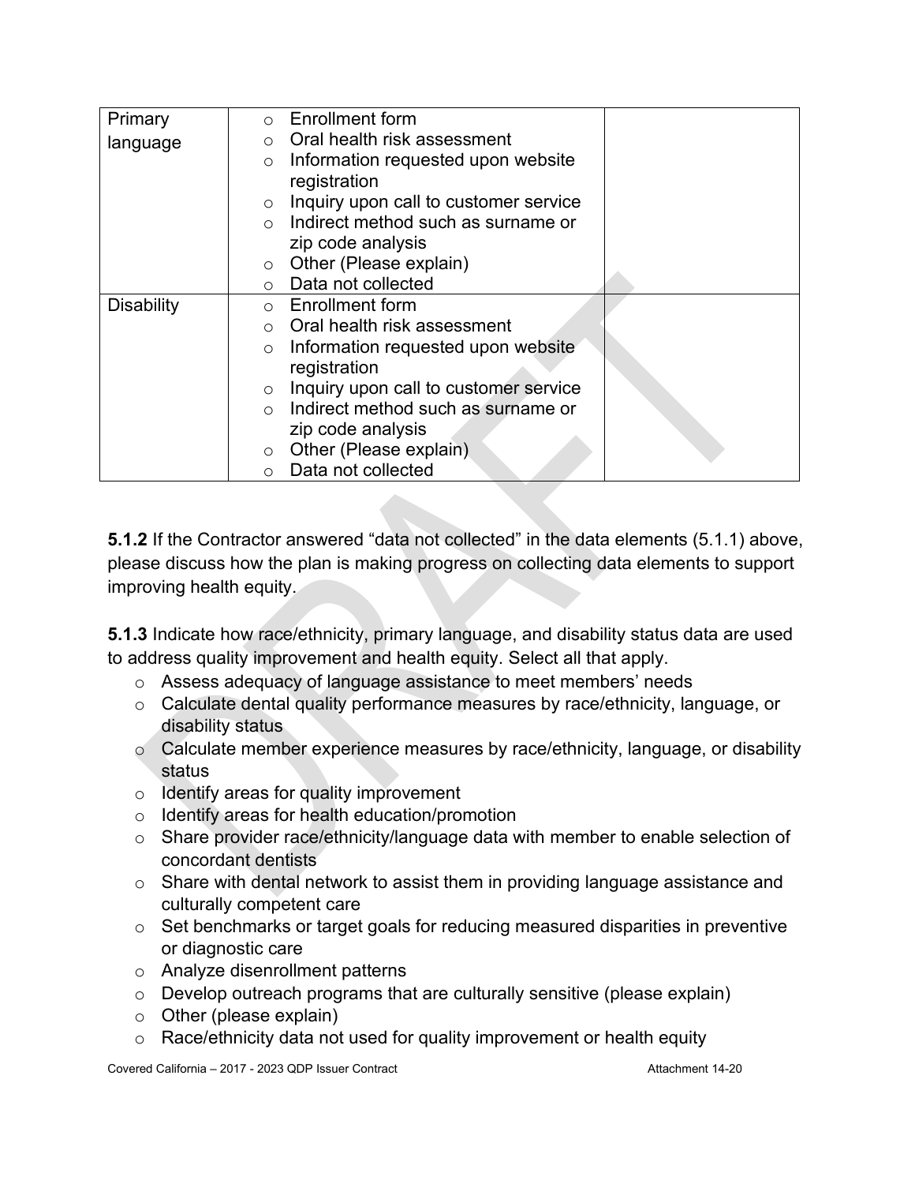| Primary language | ○ Enrollment form<br>○ Oral health risk assessment<br>○ Information requested upon website registration<br>○ Inquiry upon call to customer service<br>○ Indirect method such as surname or zip code analysis<br>○ Other (Please explain)<br>○ Data not collected | |
|---|---|---|
| Disability | ○ Enrollment form<br>○ Oral health risk assessment<br>○ Information requested upon website registration<br>○ Inquiry upon call to customer service<br>○ Indirect method such as surname or zip code analysis<br>○ Other (Please explain)<br>○ Data not collected | |

**5.1.2** If the Contractor answered "data not collected" in the data elements (5.1.1) above, please discuss how the plan is making progress on collecting data elements to support improving health equity.

**5.1.3** Indicate how race/ethnicity, primary language, and disability status data are used to address quality improvement and health equity. Select all that apply.

- ○ Assess adequacy of language assistance to meet members' needs
- ○ Calculate dental quality performance measures by race/ethnicity, language, or disability status
- ○ Calculate member experience measures by race/ethnicity, language, or disability status
- ○ Identify areas for quality improvement
- ○ Identify areas for health education/promotion
- ○ Share provider race/ethnicity/language data with member to enable selection of concordant dentists
- ○ Share with dental network to assist them in providing language assistance and culturally competent care
- ○ Set benchmarks or target goals for reducing measured disparities in preventive or diagnostic care
- ○ Analyze disenrollment patterns
- ○ Develop outreach programs that are culturally sensitive (please explain)
- ○ Other (please explain)
- ○ Race/ethnicity data not used for quality improvement or health equity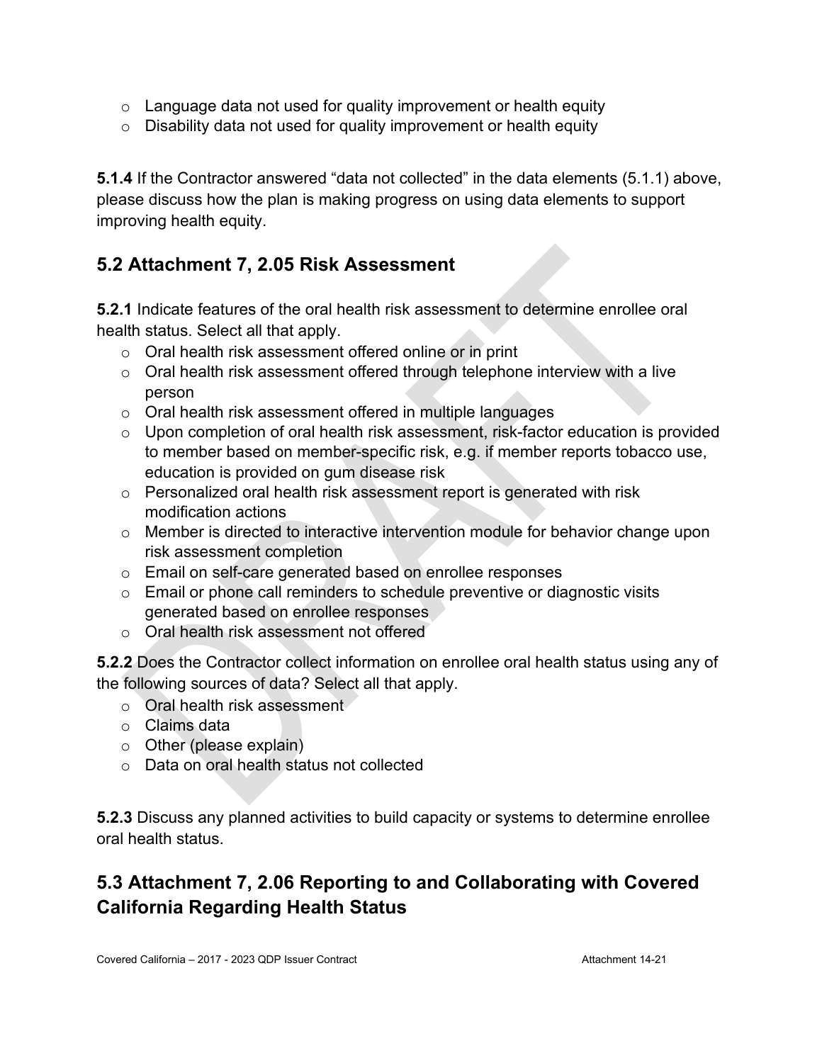- Language data not used for quality improvement or health equity
- Disability data not used for quality improvement or health equity

**5.1.4** If the Contractor answered "data not collected" in the data elements (5.1.1) above, please discuss how the plan is making progress on using data elements to support improving health equity.

## 5.2 Attachment 7, 2.05 Risk Assessment

**5.2.1** Indicate features of the oral health risk assessment to determine enrollee oral health status. Select all that apply.

- Oral health risk assessment offered online or in print
- Oral health risk assessment offered through telephone interview with a live person
- Oral health risk assessment offered in multiple languages
- Upon completion of oral health risk assessment, risk-factor education is provided to member based on member-specific risk, e.g. if member reports tobacco use, education is provided on gum disease risk
- Personalized oral health risk assessment report is generated with risk modification actions
- Member is directed to interactive intervention module for behavior change upon risk assessment completion
- Email on self-care generated based on enrollee responses
- Email or phone call reminders to schedule preventive or diagnostic visits generated based on enrollee responses
- Oral health risk assessment not offered

**5.2.2** Does the Contractor collect information on enrollee oral health status using any of the following sources of data? Select all that apply.

- Oral health risk assessment
- Claims data
- Other (please explain)
- Data on oral health status not collected

**5.2.3** Discuss any planned activities to build capacity or systems to determine enrollee oral health status.

## 5.3 Attachment 7, 2.06 Reporting to and Collaborating with Covered California Regarding Health Status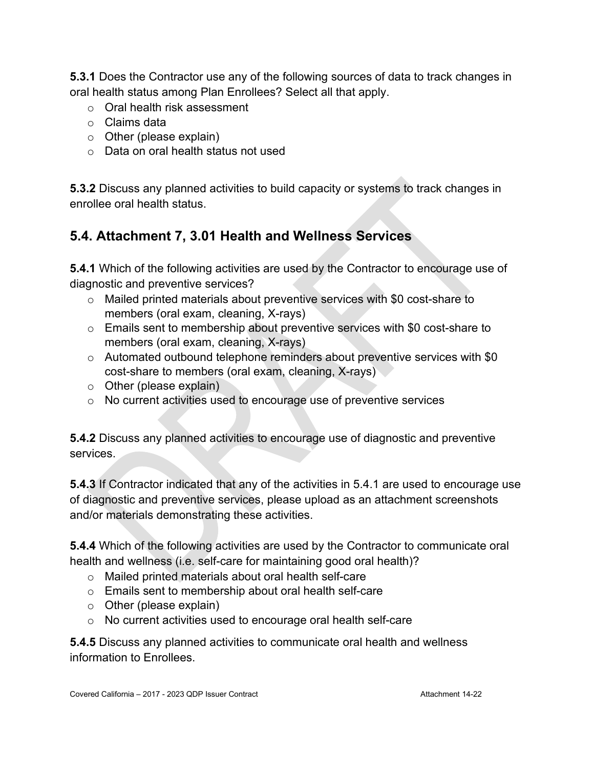**5.3.1** Does the Contractor use any of the following sources of data to track changes in oral health status among Plan Enrollees? Select all that apply.

- Oral health risk assessment
- Claims data
- Other (please explain)
- Data on oral health status not used

**5.3.2** Discuss any planned activities to build capacity or systems to track changes in enrollee oral health status.

## 5.4. Attachment 7, 3.01 Health and Wellness Services

**5.4.1** Which of the following activities are used by the Contractor to encourage use of diagnostic and preventive services?

- Mailed printed materials about preventive services with $0 cost-share to members (oral exam, cleaning, X-rays)
- Emails sent to membership about preventive services with $0 cost-share to members (oral exam, cleaning, X-rays)
- Automated outbound telephone reminders about preventive services with $0 cost-share to members (oral exam, cleaning, X-rays)
- Other (please explain)
- No current activities used to encourage use of preventive services

**5.4.2** Discuss any planned activities to encourage use of diagnostic and preventive services.

**5.4.3** If Contractor indicated that any of the activities in 5.4.1 are used to encourage use of diagnostic and preventive services, please upload as an attachment screenshots and/or materials demonstrating these activities.

**5.4.4** Which of the following activities are used by the Contractor to communicate oral health and wellness (i.e. self-care for maintaining good oral health)?

- Mailed printed materials about oral health self-care
- Emails sent to membership about oral health self-care
- Other (please explain)
- No current activities used to encourage oral health self-care

**5.4.5** Discuss any planned activities to communicate oral health and wellness information to Enrollees.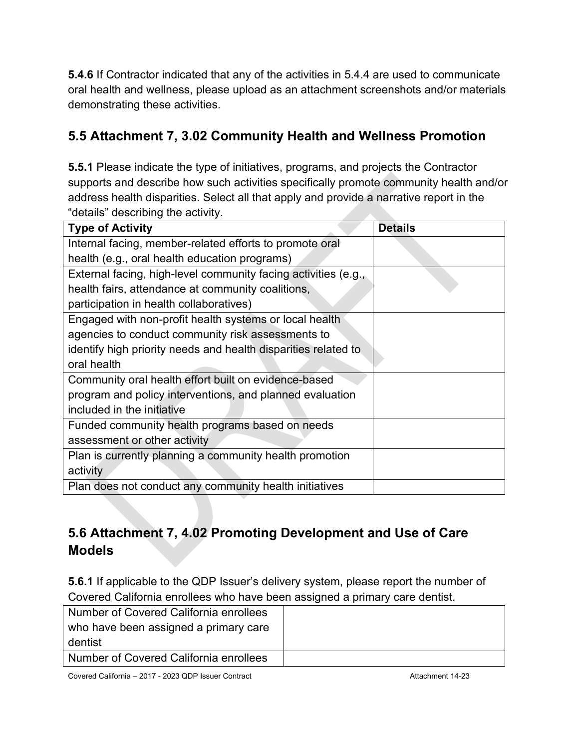**5.4.6** If Contractor indicated that any of the activities in 5.4.4 are used to communicate oral health and wellness, please upload as an attachment screenshots and/or materials demonstrating these activities.

## 5.5 Attachment 7, 3.02 Community Health and Wellness Promotion

**5.5.1** Please indicate the type of initiatives, programs, and projects the Contractor supports and describe how such activities specifically promote community health and/or address health disparities. Select all that apply and provide a narrative report in the "details" describing the activity.

| Type of Activity | Details |
|---|---|
| Internal facing, member-related efforts to promote oral health (e.g., oral health education programs) | |
| External facing, high-level community facing activities (e.g., health fairs, attendance at community coalitions, participation in health collaboratives) | |
| Engaged with non-profit health systems or local health agencies to conduct community risk assessments to identify high priority needs and health disparities related to oral health | |
| Community oral health effort built on evidence-based program and policy interventions, and planned evaluation included in the initiative | |
| Funded community health programs based on needs assessment or other activity | |
| Plan is currently planning a community health promotion activity | |
| Plan does not conduct any community health initiatives | |

## 5.6 Attachment 7, 4.02 Promoting Development and Use of Care Models

**5.6.1** If applicable to the QDP Issuer's delivery system, please report the number of Covered California enrollees who have been assigned a primary care dentist.

| | |
|---|---|
| Number of Covered California enrollees who have been assigned a primary care dentist | |
| Number of Covered California enrollees | |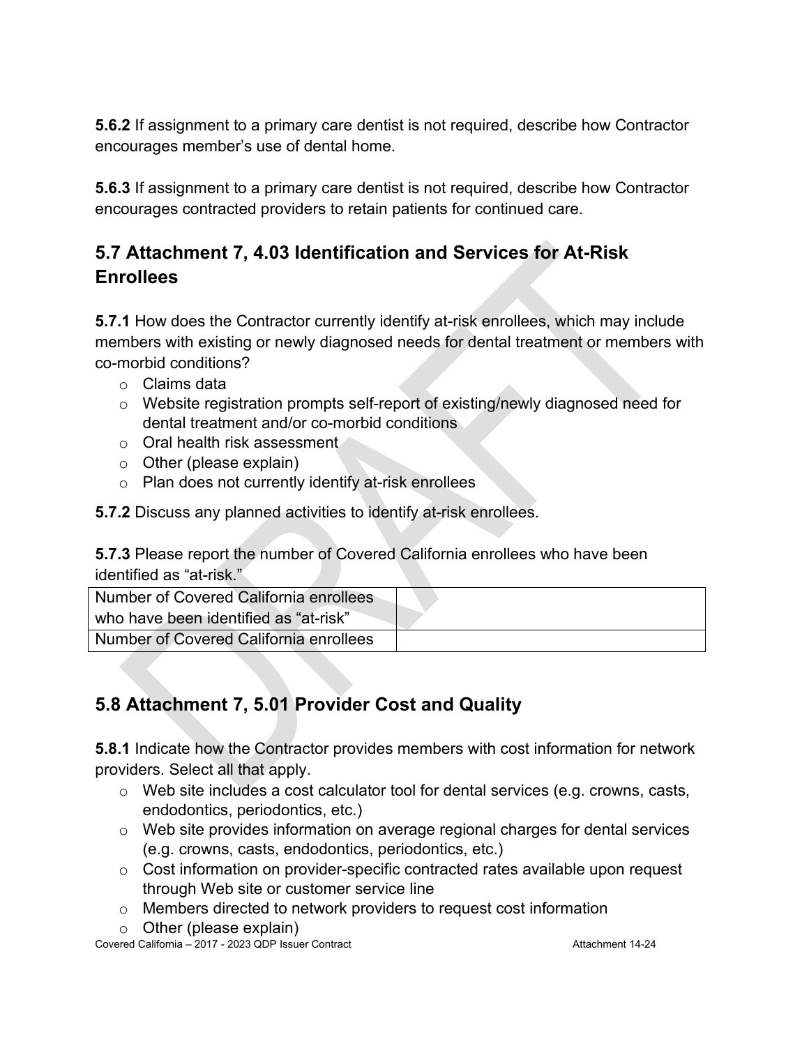**5.6.2** If assignment to a primary care dentist is not required, describe how Contractor encourages member's use of dental home.

**5.6.3** If assignment to a primary care dentist is not required, describe how Contractor encourages contracted providers to retain patients for continued care.

## 5.7 Attachment 7, 4.03 Identification and Services for At-Risk Enrollees

**5.7.1** How does the Contractor currently identify at-risk enrollees, which may include members with existing or newly diagnosed needs for dental treatment or members with co-morbid conditions?

- Claims data
- Website registration prompts self-report of existing/newly diagnosed need for dental treatment and/or co-morbid conditions
- Oral health risk assessment
- Other (please explain)
- Plan does not currently identify at-risk enrollees

**5.7.2** Discuss any planned activities to identify at-risk enrollees.

**5.7.3** Please report the number of Covered California enrollees who have been identified as "at-risk."

| | |
|---|---|
| Number of Covered California enrollees who have been identified as "at-risk" | |
| Number of Covered California enrollees | |

## 5.8 Attachment 7, 5.01 Provider Cost and Quality

**5.8.1** Indicate how the Contractor provides members with cost information for network providers. Select all that apply.

- Web site includes a cost calculator tool for dental services (e.g. crowns, casts, endodontics, periodontics, etc.)
- Web site provides information on average regional charges for dental services (e.g. crowns, casts, endodontics, periodontics, etc.)
- Cost information on provider-specific contracted rates available upon request through Web site or customer service line
- Members directed to network providers to request cost information
- Other (please explain)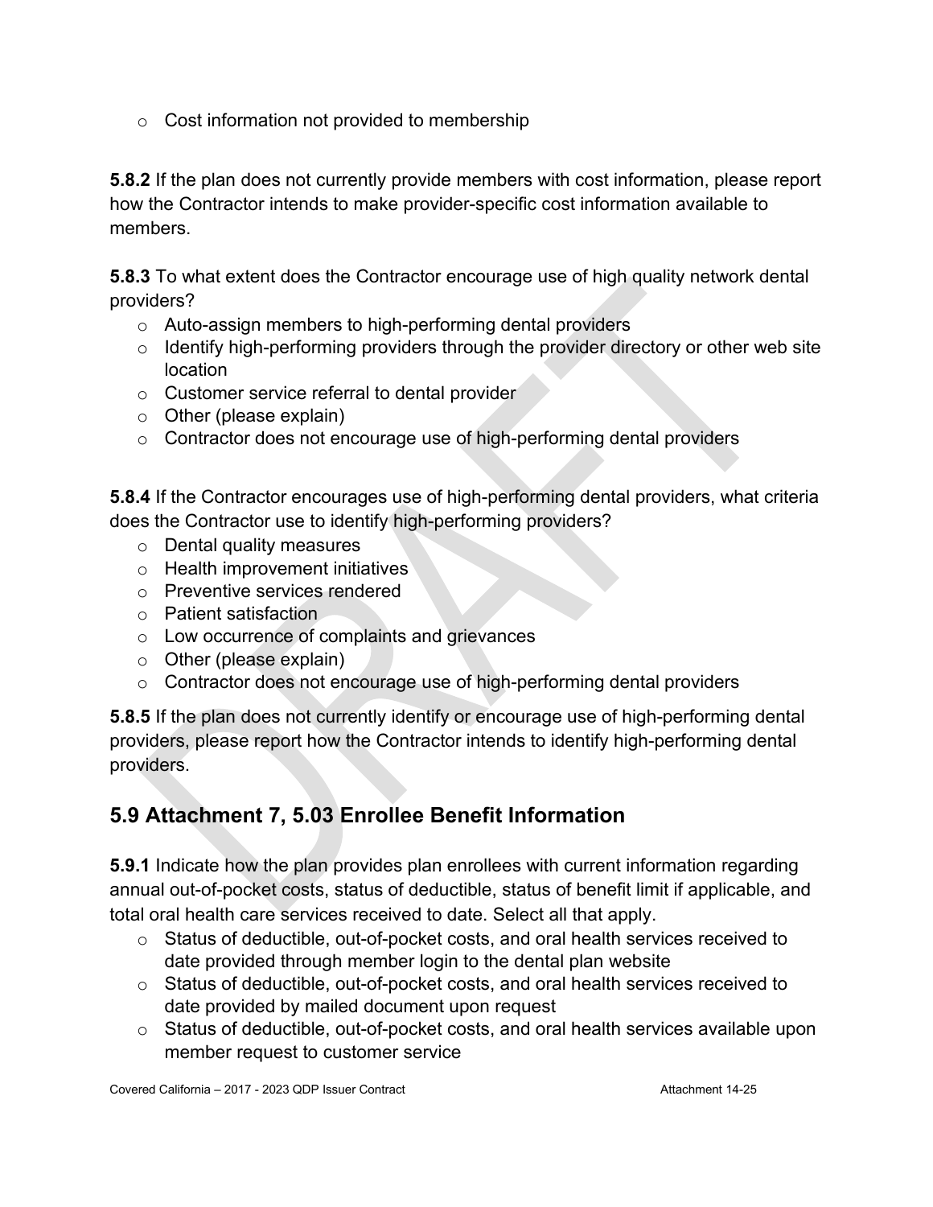- Cost information not provided to membership

**5.8.2** If the plan does not currently provide members with cost information, please report how the Contractor intends to make provider-specific cost information available to members.

**5.8.3** To what extent does the Contractor encourage use of high quality network dental providers?

- Auto-assign members to high-performing dental providers
- Identify high-performing providers through the provider directory or other web site location
- Customer service referral to dental provider
- Other (please explain)
- Contractor does not encourage use of high-performing dental providers

**5.8.4** If the Contractor encourages use of high-performing dental providers, what criteria does the Contractor use to identify high-performing providers?

- Dental quality measures
- Health improvement initiatives
- Preventive services rendered
- Patient satisfaction
- Low occurrence of complaints and grievances
- Other (please explain)
- Contractor does not encourage use of high-performing dental providers

**5.8.5** If the plan does not currently identify or encourage use of high-performing dental providers, please report how the Contractor intends to identify high-performing dental providers.

## 5.9 Attachment 7, 5.03 Enrollee Benefit Information

**5.9.1** Indicate how the plan provides plan enrollees with current information regarding annual out-of-pocket costs, status of deductible, status of benefit limit if applicable, and total oral health care services received to date. Select all that apply.

- Status of deductible, out-of-pocket costs, and oral health services received to date provided through member login to the dental plan website
- Status of deductible, out-of-pocket costs, and oral health services received to date provided by mailed document upon request
- Status of deductible, out-of-pocket costs, and oral health services available upon member request to customer service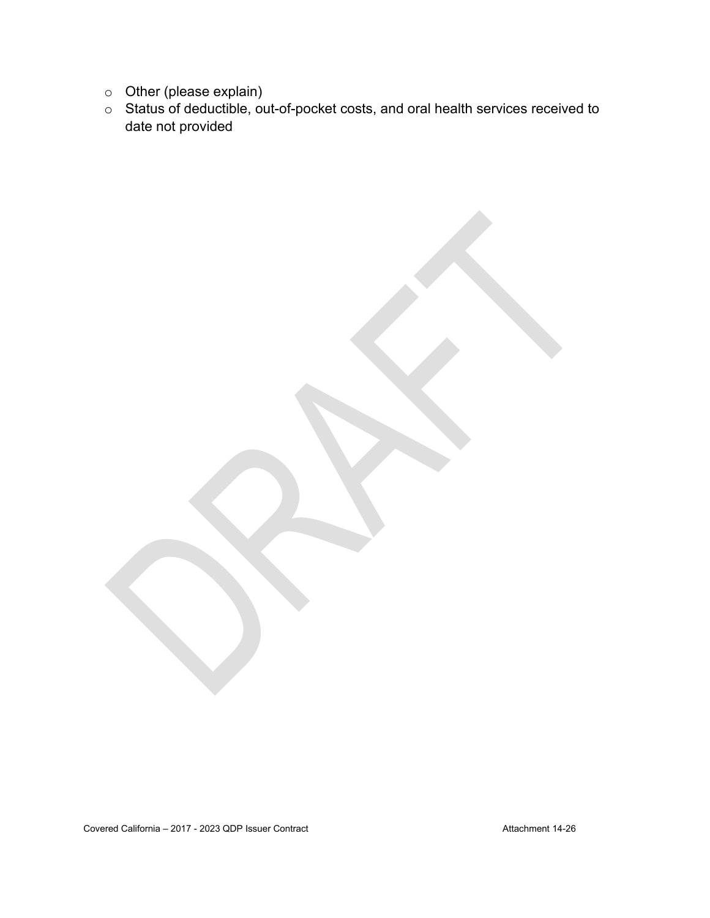- Other (please explain)
- Status of deductible, out-of-pocket costs, and oral health services received to date not provided